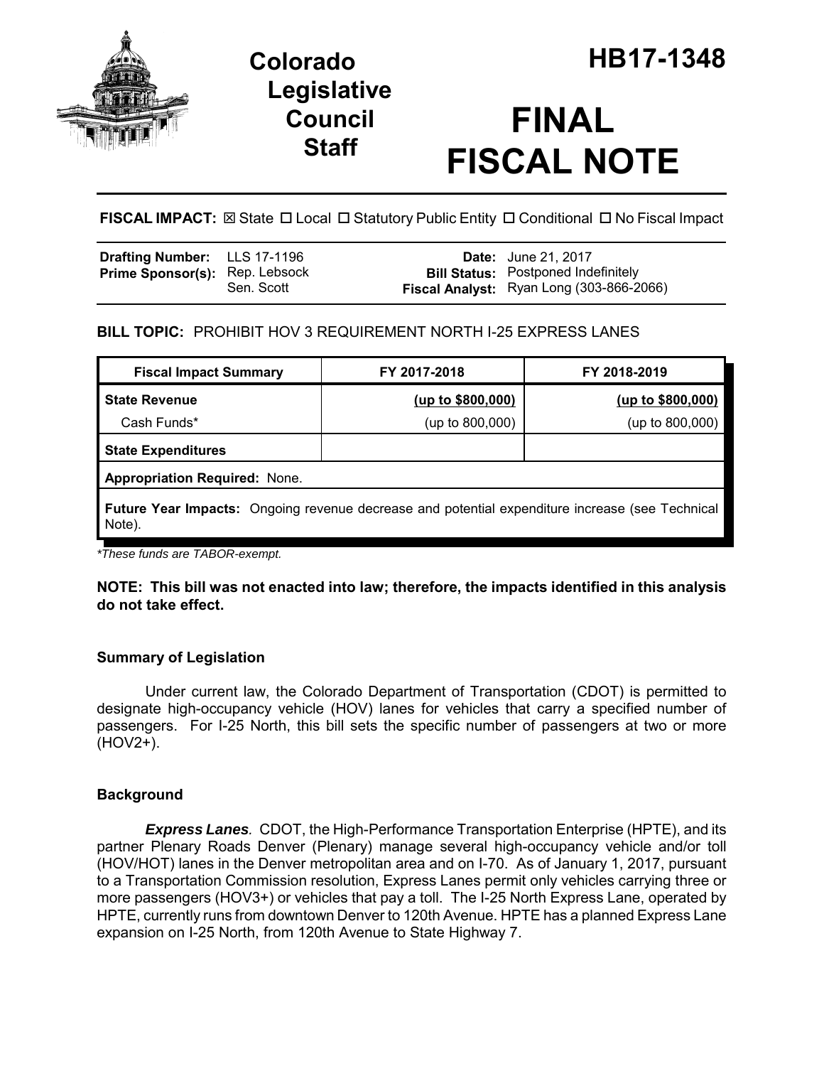# Colorado Legislative Council Staff

# HB17-1348

# FINAL FISCAL NOTE

**FISCAL IMPACT:** ☒ State ☐ Local ☐ Statutory Public Entity ☐ Conditional ☐ No Fiscal Impact

| | | | |
|---|---|---|---|
| **Drafting Number:** | LLS 17-1196 | **Date:** | June 21, 2017 |
| **Prime Sponsor(s):** | Rep. Lebsock<br>Sen. Scott | **Bill Status:** | Postponed Indefinitely |
| | | **Fiscal Analyst:** | Ryan Long (303-866-2066) |

**BILL TOPIC:** PROHIBIT HOV 3 REQUIREMENT NORTH I-25 EXPRESS LANES

| Fiscal Impact Summary | FY 2017-2018 | FY 2018-2019 |
|---|---|---|
| **State Revenue** | **(up to $800,000)** | **(up to $800,000)** |
| Cash Funds* | (up to 800,000) | (up to 800,000) |
| **State Expenditures** | | |
| **Appropriation Required:** None. | | |
| **Future Year Impacts:** Ongoing revenue decrease and potential expenditure increase (see Technical Note). | | |

*These funds are TABOR-exempt.*

**NOTE: This bill was not enacted into law; therefore, the impacts identified in this analysis do not take effect.**

## Summary of Legislation

Under current law, the Colorado Department of Transportation (CDOT) is permitted to designate high-occupancy vehicle (HOV) lanes for vehicles that carry a specified number of passengers. For I-25 North, this bill sets the specific number of passengers at two or more (HOV2+).

## Background

***Express Lanes.*** CDOT, the High-Performance Transportation Enterprise (HPTE), and its partner Plenary Roads Denver (Plenary) manage several high-occupancy vehicle and/or toll (HOV/HOT) lanes in the Denver metropolitan area and on I-70. As of January 1, 2017, pursuant to a Transportation Commission resolution, Express Lanes permit only vehicles carrying three or more passengers (HOV3+) or vehicles that pay a toll. The I-25 North Express Lane, operated by HPTE, currently runs from downtown Denver to 120th Avenue. HPTE has a planned Express Lane expansion on I-25 North, from 120th Avenue to State Highway 7.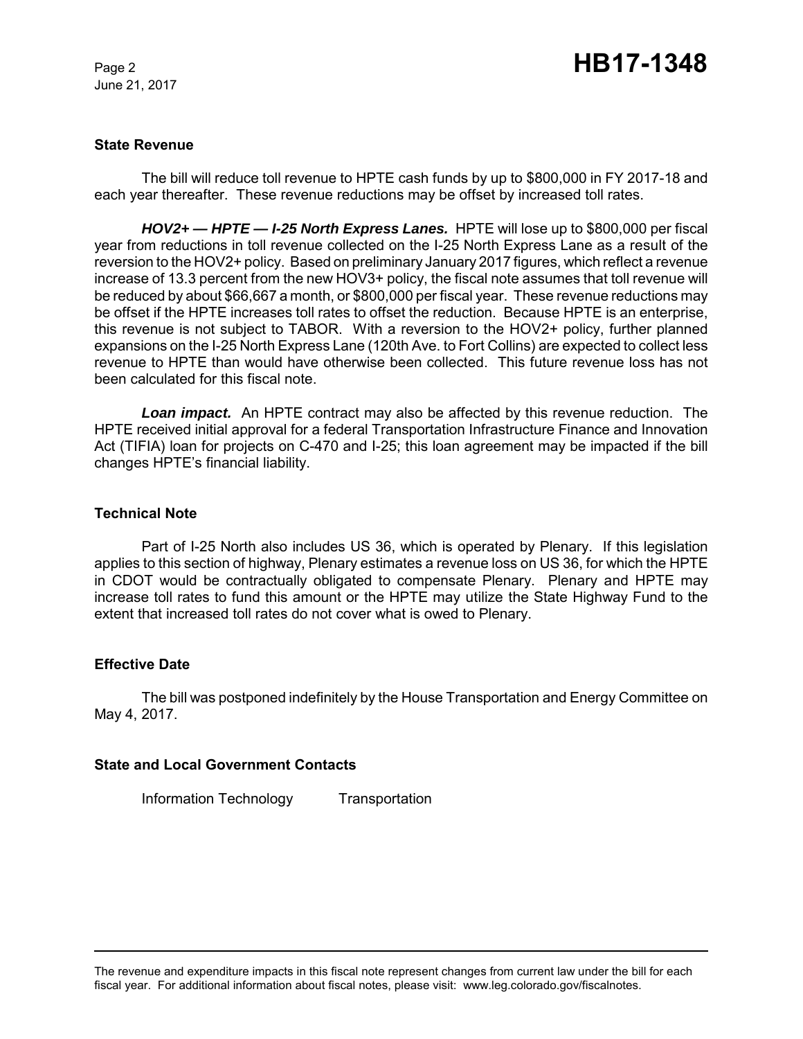## State Revenue

The bill will reduce toll revenue to HPTE cash funds by up to $800,000 in FY 2017-18 and each year thereafter. These revenue reductions may be offset by increased toll rates.

***HOV2+ — HPTE — I-25 North Express Lanes.*** HPTE will lose up to $800,000 per fiscal year from reductions in toll revenue collected on the I-25 North Express Lane as a result of the reversion to the HOV2+ policy. Based on preliminary January 2017 figures, which reflect a revenue increase of 13.3 percent from the new HOV3+ policy, the fiscal note assumes that toll revenue will be reduced by about $66,667 a month, or $800,000 per fiscal year. These revenue reductions may be offset if the HPTE increases toll rates to offset the reduction. Because HPTE is an enterprise, this revenue is not subject to TABOR. With a reversion to the HOV2+ policy, further planned expansions on the I-25 North Express Lane (120th Ave. to Fort Collins) are expected to collect less revenue to HPTE than would have otherwise been collected. This future revenue loss has not been calculated for this fiscal note.

***Loan impact.*** An HPTE contract may also be affected by this revenue reduction. The HPTE received initial approval for a federal Transportation Infrastructure Finance and Innovation Act (TIFIA) loan for projects on C-470 and I-25; this loan agreement may be impacted if the bill changes HPTE's financial liability.

## Technical Note

Part of I-25 North also includes US 36, which is operated by Plenary. If this legislation applies to this section of highway, Plenary estimates a revenue loss on US 36, for which the HPTE in CDOT would be contractually obligated to compensate Plenary. Plenary and HPTE may increase toll rates to fund this amount or the HPTE may utilize the State Highway Fund to the extent that increased toll rates do not cover what is owed to Plenary.

## Effective Date

The bill was postponed indefinitely by the House Transportation and Energy Committee on May 4, 2017.

## State and Local Government Contacts

Information Technology Transportation

The revenue and expenditure impacts in this fiscal note represent changes from current law under the bill for each fiscal year. For additional information about fiscal notes, please visit: www.leg.colorado.gov/fiscalnotes.